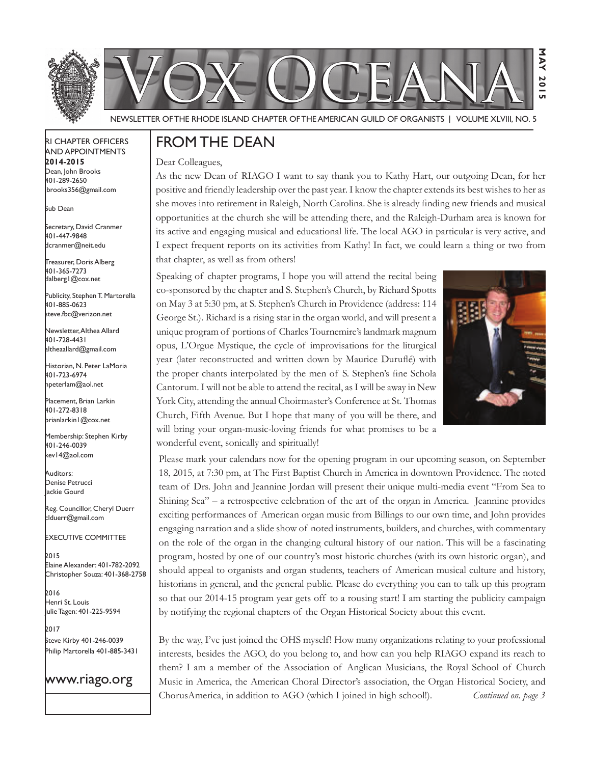# VOX OCEANA

NEWSLETTER OF THE RHODE ISLAND CHAPTER OF THE AMERICAN GUILD OF ORGANISTS | VOLUME XLVIII, NO. 5

MAY 2015

RI CHAPTER OFFICERS AND APPOINTMENTS
**2014-2015**

Dean, John Brooks
401-289-2650
jbrooks356@gmail.com

Sub Dean

Secretary, David Cranmer
401-447-9848
dcranmer@neit.edu

Treasurer, Doris Alberg
401-365-7273
dalberg1@cox.net

Publicity, Stephen T. Martorella
401-885-0623
steve.fbc@verizon.net

Newsletter, Althea Allard
401-728-4431
altheaallard@gmail.com

Historian, N. Peter LaMoria
401-723-6974
npeterlam@aol.net

Placement, Brian Larkin
401-272-8318
brianlarkin1@cox.net

Membership: Stephen Kirby
401-246-0039
kev14@aol.com

Auditors:
Denise Petrucci
Jackie Gourd

Reg. Councillor, Cheryl Duerr
clduerr@gmail.com

EXECUTIVE COMMITTEE

2015
Elaine Alexander: 401-782-2092
Christopher Souza: 401-368-2758

2016
Henri St. Louis
Julie Tagen: 401-225-9594

2017
Steve Kirby 401-246-0039
Philip Martorella 401-885-3431

www.riago.org

## FROM THE DEAN

Dear Colleagues,

As the new Dean of RIAGO I want to say thank you to Kathy Hart, our outgoing Dean, for her positive and friendly leadership over the past year. I know the chapter extends its best wishes to her as she moves into retirement in Raleigh, North Carolina. She is already finding new friends and musical opportunities at the church she will be attending there, and the Raleigh-Durham area is known for its active and engaging musical and educational life. The local AGO in particular is very active, and I expect frequent reports on its activities from Kathy! In fact, we could learn a thing or two from that chapter, as well as from others!

Speaking of chapter programs, I hope you will attend the recital being co-sponsored by the chapter and S. Stephen's Church, by Richard Spotts on May 3 at 5:30 pm, at S. Stephen's Church in Providence (address: 114 George St.). Richard is a rising star in the organ world, and will present a unique program of portions of Charles Tournemire's landmark magnum opus, L'Orgue Mystique, the cycle of improvisations for the liturgical year (later reconstructed and written down by Maurice Duruflé) with the proper chants interpolated by the men of S. Stephen's fine Schola Cantorum. I will not be able to attend the recital, as I will be away in New York City, attending the annual Choirmaster's Conference at St. Thomas Church, Fifth Avenue. But I hope that many of you will be there, and will bring your organ-music-loving friends for what promises to be a wonderful event, sonically and spiritually!

Please mark your calendars now for the opening program in our upcoming season, on September 18, 2015, at 7:30 pm, at The First Baptist Church in America in downtown Providence. The noted team of Drs. John and Jeannine Jordan will present their unique multi-media event "From Sea to Shining Sea" – a retrospective celebration of the art of the organ in America. Jeannine provides exciting performances of American organ music from Billings to our own time, and John provides engaging narration and a slide show of noted instruments, builders, and churches, with commentary on the role of the organ in the changing cultural history of our nation. This will be a fascinating program, hosted by one of our country's most historic churches (with its own historic organ), and should appeal to organists and organ students, teachers of American musical culture and history, historians in general, and the general public. Please do everything you can to talk up this program so that our 2014-15 program year gets off to a rousing start! I am starting the publicity campaign by notifying the regional chapters of the Organ Historical Society about this event.

By the way, I've just joined the OHS myself! How many organizations relating to your professional interests, besides the AGO, do you belong to, and how can you help RIAGO expand its reach to them? I am a member of the Association of Anglican Musicians, the Royal School of Church Music in America, the American Choral Director's association, the Organ Historical Society, and ChorusAmerica, in addition to AGO (which I joined in high school!). *Continued on. page 3*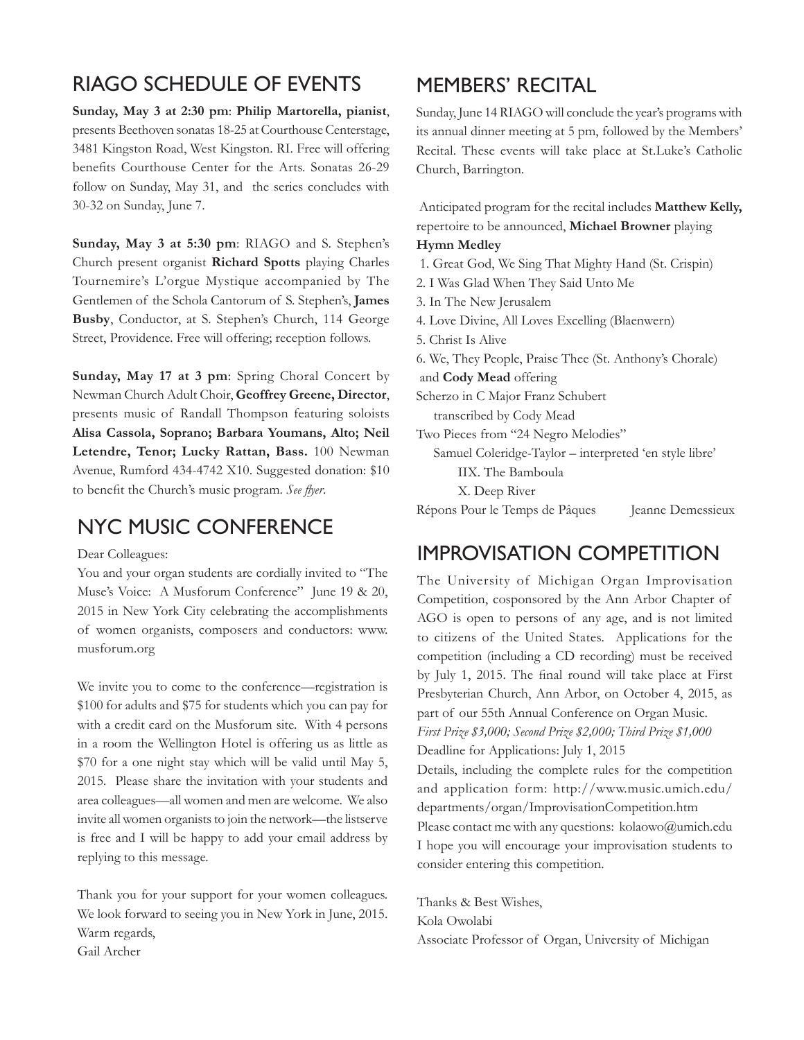## RIAGO SCHEDULE OF EVENTS

**Sunday, May 3 at 2:30 pm**: **Philip Martorella, pianist**, presents Beethoven sonatas 18-25 at Courthouse Centerstage, 3481 Kingston Road, West Kingston. RI. Free will offering benefits Courthouse Center for the Arts. Sonatas 26-29 follow on Sunday, May 31, and the series concludes with 30-32 on Sunday, June 7.

**Sunday, May 3 at 5:30 pm**: RIAGO and S. Stephen's Church present organist **Richard Spotts** playing Charles Tournemire's L'orgue Mystique accompanied by The Gentlemen of the Schola Cantorum of S. Stephen's, **James Busby**, Conductor, at S. Stephen's Church, 114 George Street, Providence. Free will offering; reception follows.

**Sunday, May 17 at 3 pm**: Spring Choral Concert by Newman Church Adult Choir, **Geoffrey Greene, Director**, presents music of Randall Thompson featuring soloists **Alisa Cassola, Soprano; Barbara Youmans, Alto; Neil Letendre, Tenor; Lucky Rattan, Bass.** 100 Newman Avenue, Rumford 434-4742 X10. Suggested donation: $10 to benefit the Church's music program. *See flyer.*

## NYC MUSIC CONFERENCE

Dear Colleagues:

You and your organ students are cordially invited to "The Muse's Voice: A Musforum Conference" June 19 & 20, 2015 in New York City celebrating the accomplishments of women organists, composers and conductors: www.musforum.org

We invite you to come to the conference—registration is $100 for adults and $75 for students which you can pay for with a credit card on the Musforum site. With 4 persons in a room the Wellington Hotel is offering us as little as $70 for a one night stay which will be valid until May 5, 2015. Please share the invitation with your students and area colleagues—all women and men are welcome. We also invite all women organists to join the network—the listserve is free and I will be happy to add your email address by replying to this message.

Thank you for your support for your women colleagues. We look forward to seeing you in New York in June, 2015.
Warm regards,
Gail Archer

## MEMBERS' RECITAL

Sunday, June 14 RIAGO will conclude the year's programs with its annual dinner meeting at 5 pm, followed by the Members' Recital. These events will take place at St.Luke's Catholic Church, Barrington.

Anticipated program for the recital includes **Matthew Kelly,** repertoire to be announced, **Michael Browner** playing
**Hymn Medley**
1. Great God, We Sing That Mighty Hand (St. Crispin)
2. I Was Glad When They Said Unto Me
3. In The New Jerusalem
4. Love Divine, All Loves Excelling (Blaenwern)
5. Christ Is Alive
6. We, They People, Praise Thee (St. Anthony's Chorale)

and **Cody Mead** offering
Scherzo in C Major Franz Schubert
transcribed by Cody Mead
Two Pieces from "24 Negro Melodies"
Samuel Coleridge-Taylor – interpreted 'en style libre'
IIX. The Bamboula
X. Deep River
Répons Pour le Temps de Pâques Jeanne Demessieux

## IMPROVISATION COMPETITION

The University of Michigan Organ Improvisation Competition, cosponsored by the Ann Arbor Chapter of AGO is open to persons of any age, and is not limited to citizens of the United States. Applications for the competition (including a CD recording) must be received by July 1, 2015. The final round will take place at First Presbyterian Church, Ann Arbor, on October 4, 2015, as part of our 55th Annual Conference on Organ Music.
*First Prize $3,000; Second Prize $2,000; Third Prize $1,000*
Deadline for Applications: July 1, 2015
Details, including the complete rules for the competition and application form: http://www.music.umich.edu/departments/organ/ImprovisationCompetition.htm
Please contact me with any questions: kolaowo@umich.edu
I hope you will encourage your improvisation students to consider entering this competition.

Thanks & Best Wishes,
Kola Owolabi
Associate Professor of Organ, University of Michigan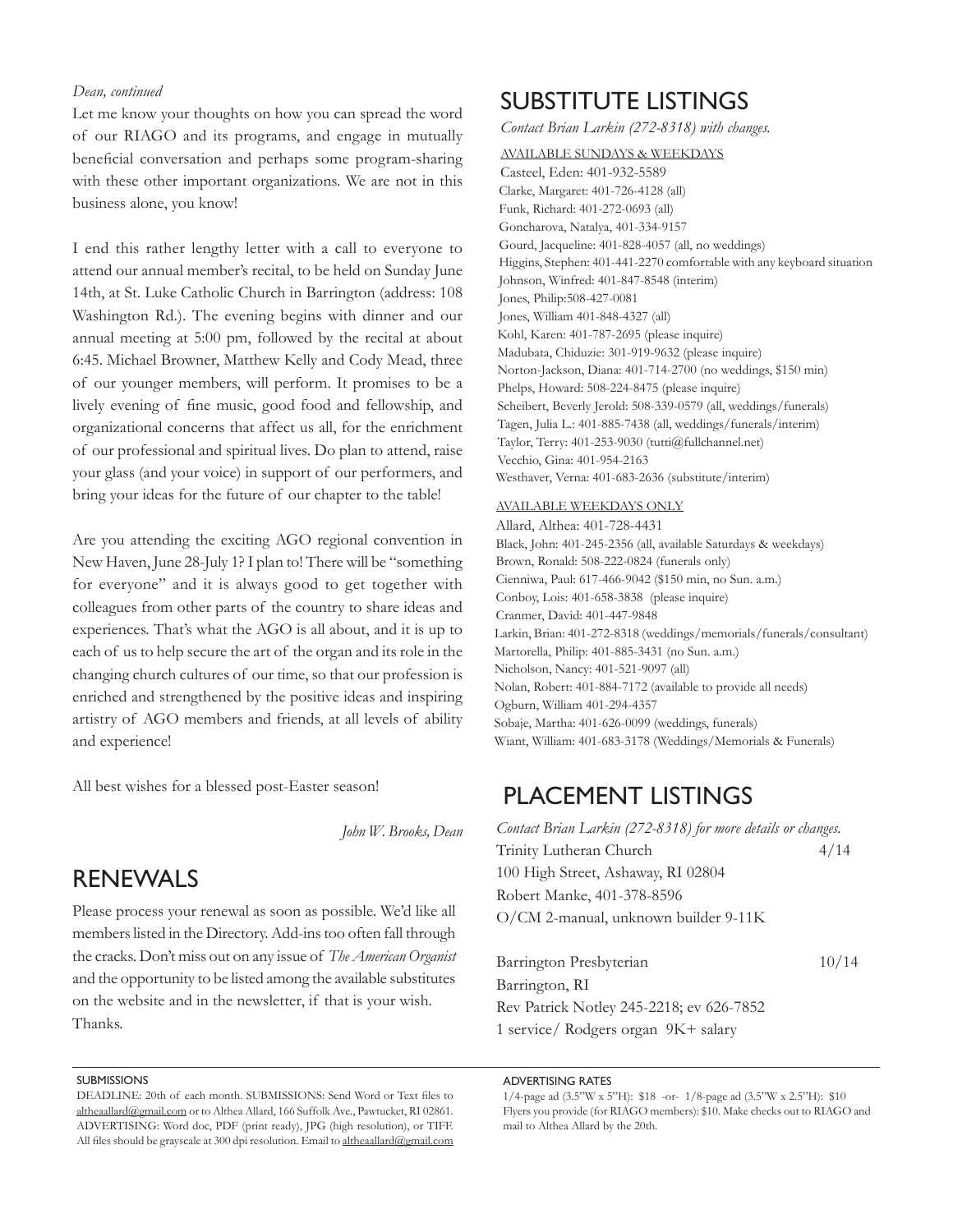*Dean, continued*

Let me know your thoughts on how you can spread the word of our RIAGO and its programs, and engage in mutually beneficial conversation and perhaps some program-sharing with these other important organizations. We are not in this business alone, you know!

I end this rather lengthy letter with a call to everyone to attend our annual member's recital, to be held on Sunday June 14th, at St. Luke Catholic Church in Barrington (address: 108 Washington Rd.). The evening begins with dinner and our annual meeting at 5:00 pm, followed by the recital at about 6:45. Michael Browner, Matthew Kelly and Cody Mead, three of our younger members, will perform. It promises to be a lively evening of fine music, good food and fellowship, and organizational concerns that affect us all, for the enrichment of our professional and spiritual lives. Do plan to attend, raise your glass (and your voice) in support of our performers, and bring your ideas for the future of our chapter to the table!

Are you attending the exciting AGO regional convention in New Haven, June 28-July 1? I plan to! There will be "something for everyone" and it is always good to get together with colleagues from other parts of the country to share ideas and experiences. That's what the AGO is all about, and it is up to each of us to help secure the art of the organ and its role in the changing church cultures of our time, so that our profession is enriched and strengthened by the positive ideas and inspiring artistry of AGO members and friends, at all levels of ability and experience!

All best wishes for a blessed post-Easter season!

*John W. Brooks, Dean*

## RENEWALS

Please process your renewal as soon as possible. We'd like all members listed in the Directory. Add-ins too often fall through the cracks. Don't miss out on any issue of *The American Organist* and the opportunity to be listed among the available substitutes on the website and in the newsletter, if that is your wish. Thanks.

## SUBSTITUTE LISTINGS

*Contact Brian Larkin (272-8318) with changes.*

AVAILABLE SUNDAYS & WEEKDAYS

Casteel, Eden: 401-932-5589
Clarke, Margaret: 401-726-4128 (all)
Funk, Richard: 401-272-0693 (all)
Goncharova, Natalya, 401-334-9157
Gourd, Jacqueline: 401-828-4057 (all, no weddings)
Higgins, Stephen: 401-441-2270 comfortable with any keyboard situation
Johnson, Winfred: 401-847-8548 (interim)
Jones, Philip:508-427-0081
Jones, William 401-848-4327 (all)
Kohl, Karen: 401-787-2695 (please inquire)
Madubata, Chiduzie: 301-919-9632 (please inquire)
Norton-Jackson, Diana: 401-714-2700 (no weddings, $150 min)
Phelps, Howard: 508-224-8475 (please inquire)
Scheibert, Beverly Jerold: 508-339-0579 (all, weddings/funerals)
Tagen, Julia L.: 401-885-7438 (all, weddings/funerals/interim)
Taylor, Terry: 401-253-9030 (tutti@fullchannel.net)
Vecchio, Gina: 401-954-2163
Westhaver, Verna: 401-683-2636 (substitute/interim)

AVAILABLE WEEKDAYS ONLY

Allard, Althea: 401-728-4431
Black, John: 401-245-2356 (all, available Saturdays & weekdays)
Brown, Ronald: 508-222-0824 (funerals only)
Cienniwa, Paul: 617-466-9042 ($150 min, no Sun. a.m.)
Conboy, Lois: 401-658-3838 (please inquire)
Cranmer, David: 401-447-9848
Larkin, Brian: 401-272-8318 (weddings/memorials/funerals/consultant)
Martorella, Philip: 401-885-3431 (no Sun. a.m.)
Nicholson, Nancy: 401-521-9097 (all)
Nolan, Robert: 401-884-7172 (available to provide all needs)
Ogburn, William 401-294-4357
Sobaje, Martha: 401-626-0099 (weddings, funerals)
Wiant, William: 401-683-3178 (Weddings/Memorials & Funerals)

## PLACEMENT LISTINGS

*Contact Brian Larkin (272-8318) for more details or changes.*

Trinity Lutheran Church 4/14
100 High Street, Ashaway, RI 02804
Robert Manke, 401-378-8596
O/CM 2-manual, unknown builder 9-11K

Barrington Presbyterian 10/14
Barrington, RI
Rev Patrick Notley 245-2218; ev 626-7852
1 service/ Rodgers organ 9K+ salary

SUBMISSIONS

DEADLINE: 20th of each month. SUBMISSIONS: Send Word or Text files to altheaallard@gmail.com or to Althea Allard, 166 Suffolk Ave., Pawtucket, RI 02861. ADVERTISING: Word doc, PDF (print ready), JPG (high resolution), or TIFF. All files should be grayscale at 300 dpi resolution. Email to altheaallard@gmail.com

ADVERTISING RATES

1/4-page ad (3.5"W x 5"H): $18 -or- 1/8-page ad (3.5"W x 2.5"H): $10
Flyers you provide (for RIAGO members): $10. Make checks out to RIAGO and mail to Althea Allard by the 20th.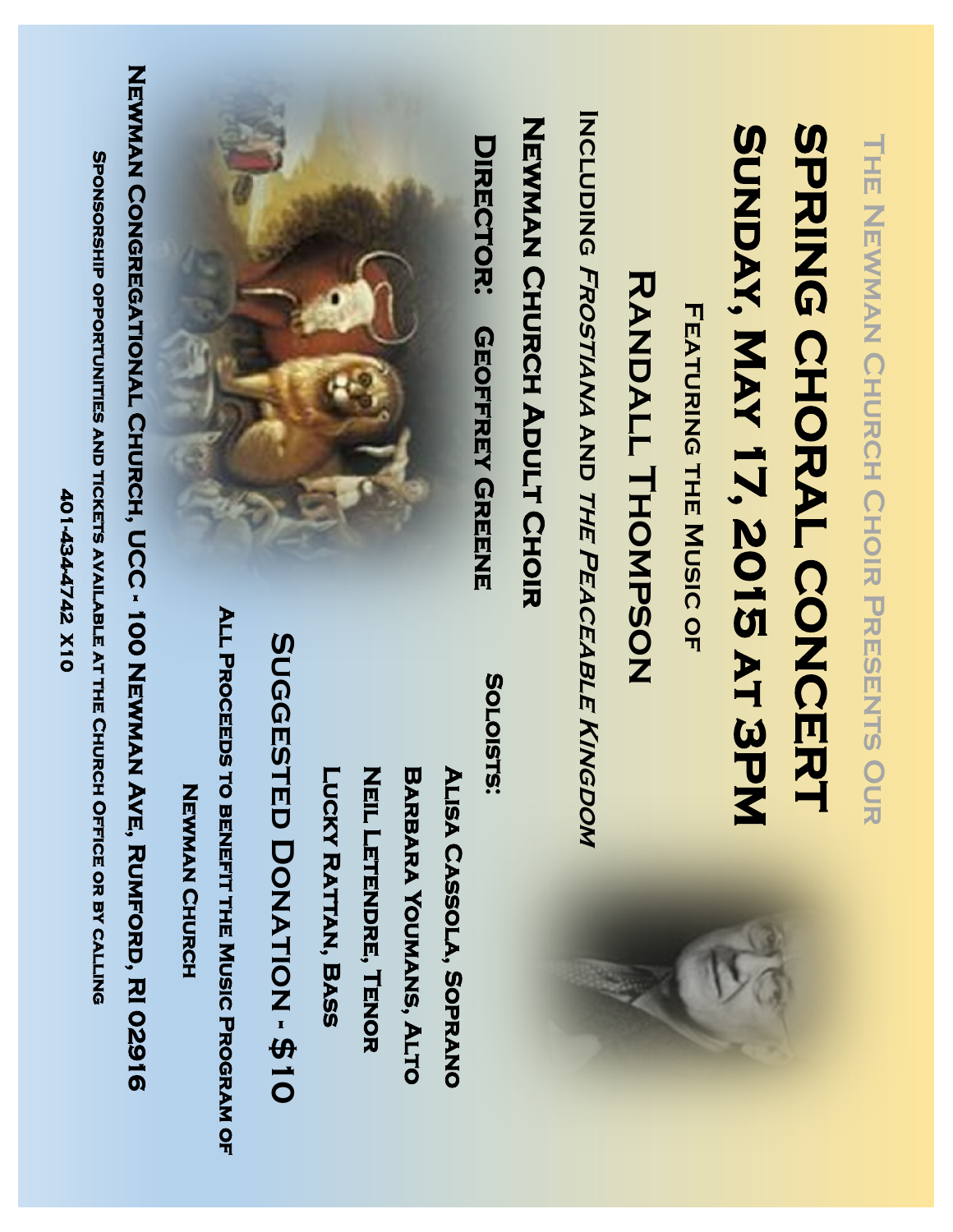The Newman Church Choir Presents Our

# Spring Choral Concert

## Sunday, May 17, 2015 at 3PM

Featuring the Music of

## Randall Thompson

Including *Frostiana* and *The Peaceable Kingdom*

**Newman Church Adult Choir**

**Director: Geoffrey Greene**

**Soloists:**

**Alisa Cassola, Soprano**

**Barbara Youmans, Alto**

**Neil Letendre, Tenor**

**Lucky Rattan, Bass**

## Suggested Donation - $10

**All Proceeds to benefit the Music Program of Newman Church**

**Newman Congregational Church, UCC - 100 Newman Ave, Rumford, RI 02916**

**Sponsorship opportunities and tickets available at the church office or by calling 401-434-4742 x10**